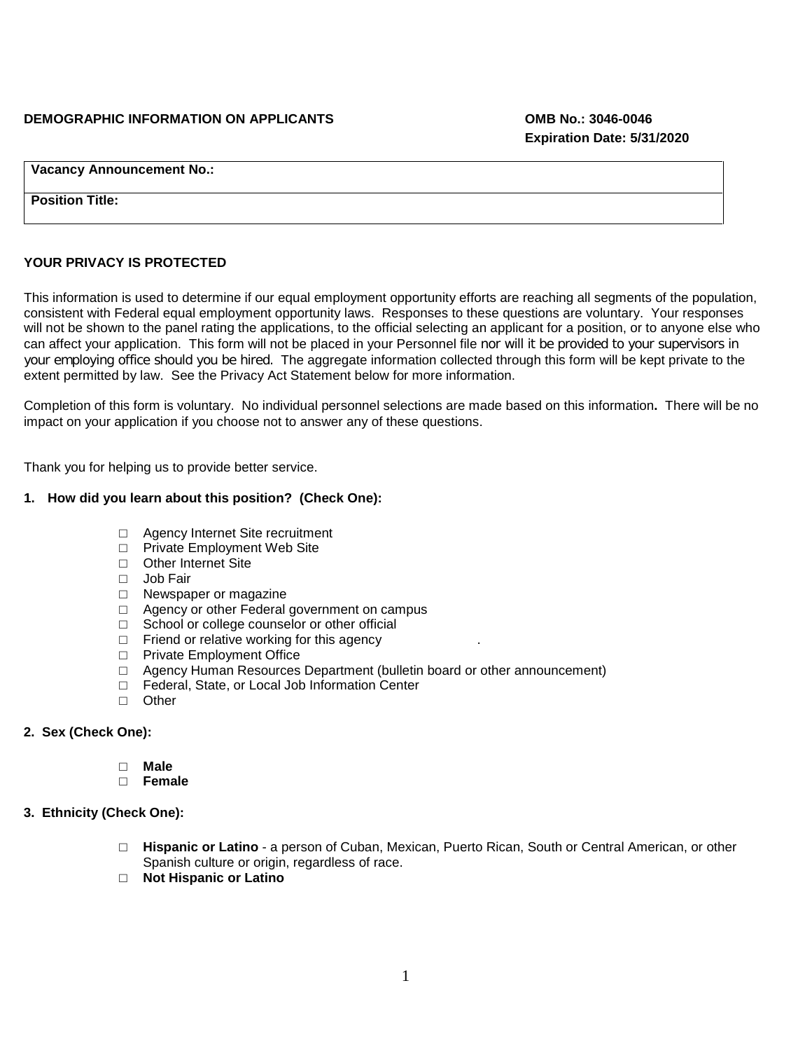**DEMOGRAPHIC INFORMATION ON APPLICANTS**

**OMB No.: 3046-0046**
**Expiration Date: 5/31/2020**

| **Vacancy Announcement No.:** |
| --- |
| **Position Title:** |

**YOUR PRIVACY IS PROTECTED**

This information is used to determine if our equal employment opportunity efforts are reaching all segments of the population, consistent with Federal equal employment opportunity laws. Responses to these questions are voluntary. Your responses will not be shown to the panel rating the applications, to the official selecting an applicant for a position, or to anyone else who can affect your application. This form will not be placed in your Personnel file nor will it be provided to your supervisors in your employing office should you be hired. The aggregate information collected through this form will be kept private to the extent permitted by law. See the Privacy Act Statement below for more information.

Completion of this form is voluntary. No individual personnel selections are made based on this information**.** There will be no impact on your application if you choose not to answer any of these questions.

Thank you for helping us to provide better service.

**1. How did you learn about this position? (Check One):**

- □ Agency Internet Site recruitment
- □ Private Employment Web Site
- □ Other Internet Site
- □ Job Fair
- □ Newspaper or magazine
- □ Agency or other Federal government on campus
- □ School or college counselor or other official
- □ Friend or relative working for this agency .
- □ Private Employment Office
- □ Agency Human Resources Department (bulletin board or other announcement)
- □ Federal, State, or Local Job Information Center
- □ Other

**2. Sex (Check One):**

- □ **Male**
- □ **Female**

**3. Ethnicity (Check One):**

- □ **Hispanic or Latino** - a person of Cuban, Mexican, Puerto Rican, South or Central American, or other Spanish culture or origin, regardless of race.
- □ **Not Hispanic or Latino**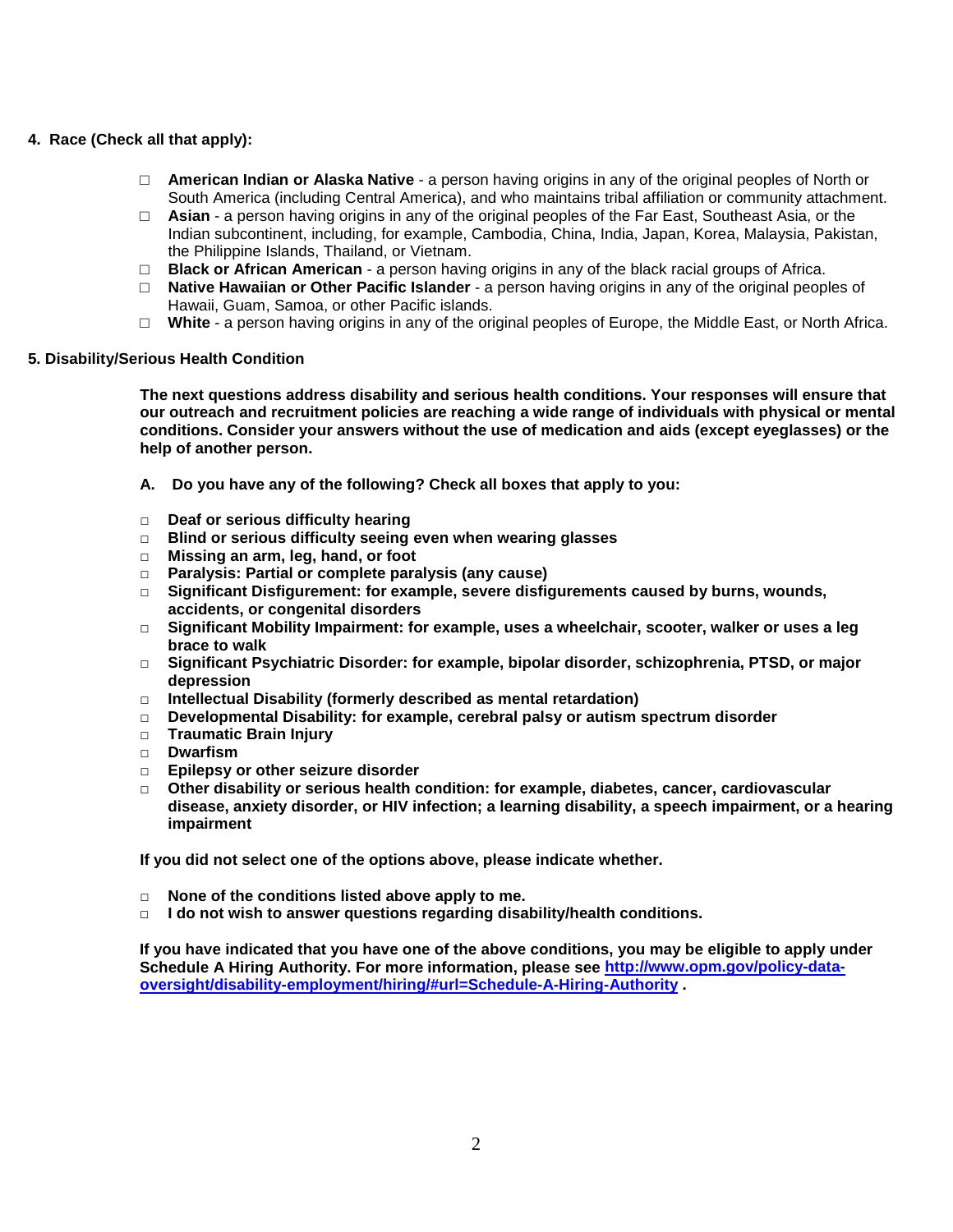**4. Race (Check all that apply):**

- □ **American Indian or Alaska Native** - a person having origins in any of the original peoples of North or South America (including Central America), and who maintains tribal affiliation or community attachment.
- □ **Asian** - a person having origins in any of the original peoples of the Far East, Southeast Asia, or the Indian subcontinent, including, for example, Cambodia, China, India, Japan, Korea, Malaysia, Pakistan, the Philippine Islands, Thailand, or Vietnam.
- □ **Black or African American** - a person having origins in any of the black racial groups of Africa.
- □ **Native Hawaiian or Other Pacific Islander** - a person having origins in any of the original peoples of Hawaii, Guam, Samoa, or other Pacific islands.
- □ **White** - a person having origins in any of the original peoples of Europe, the Middle East, or North Africa.

**5. Disability/Serious Health Condition**

**The next questions address disability and serious health conditions. Your responses will ensure that our outreach and recruitment policies are reaching a wide range of individuals with physical or mental conditions. Consider your answers without the use of medication and aids (except eyeglasses) or the help of another person.**

**A. Do you have any of the following? Check all boxes that apply to you:**

- □ **Deaf or serious difficulty hearing**
- □ **Blind or serious difficulty seeing even when wearing glasses**
- □ **Missing an arm, leg, hand, or foot**
- □ **Paralysis: Partial or complete paralysis (any cause)**
- □ **Significant Disfigurement: for example, severe disfigurements caused by burns, wounds, accidents, or congenital disorders**
- □ **Significant Mobility Impairment: for example, uses a wheelchair, scooter, walker or uses a leg brace to walk**
- □ **Significant Psychiatric Disorder: for example, bipolar disorder, schizophrenia, PTSD, or major depression**
- □ **Intellectual Disability (formerly described as mental retardation)**
- □ **Developmental Disability: for example, cerebral palsy or autism spectrum disorder**
- □ **Traumatic Brain Injury**
- □ **Dwarfism**
- □ **Epilepsy or other seizure disorder**
- □ **Other disability or serious health condition: for example, diabetes, cancer, cardiovascular disease, anxiety disorder, or HIV infection; a learning disability, a speech impairment, or a hearing impairment**

**If you did not select one of the options above, please indicate whether.**

- □ **None of the conditions listed above apply to me.**
- □ **I do not wish to answer questions regarding disability/health conditions.**

**If you have indicated that you have one of the above conditions, you may be eligible to apply under Schedule A Hiring Authority. For more information, please see [http://www.opm.gov/policy-data-oversight/disability-employment/hiring/#url=Schedule-A-Hiring-Authority](http://www.opm.gov/policy-data-oversight/disability-employment/hiring/#url=Schedule-A-Hiring-Authority) .**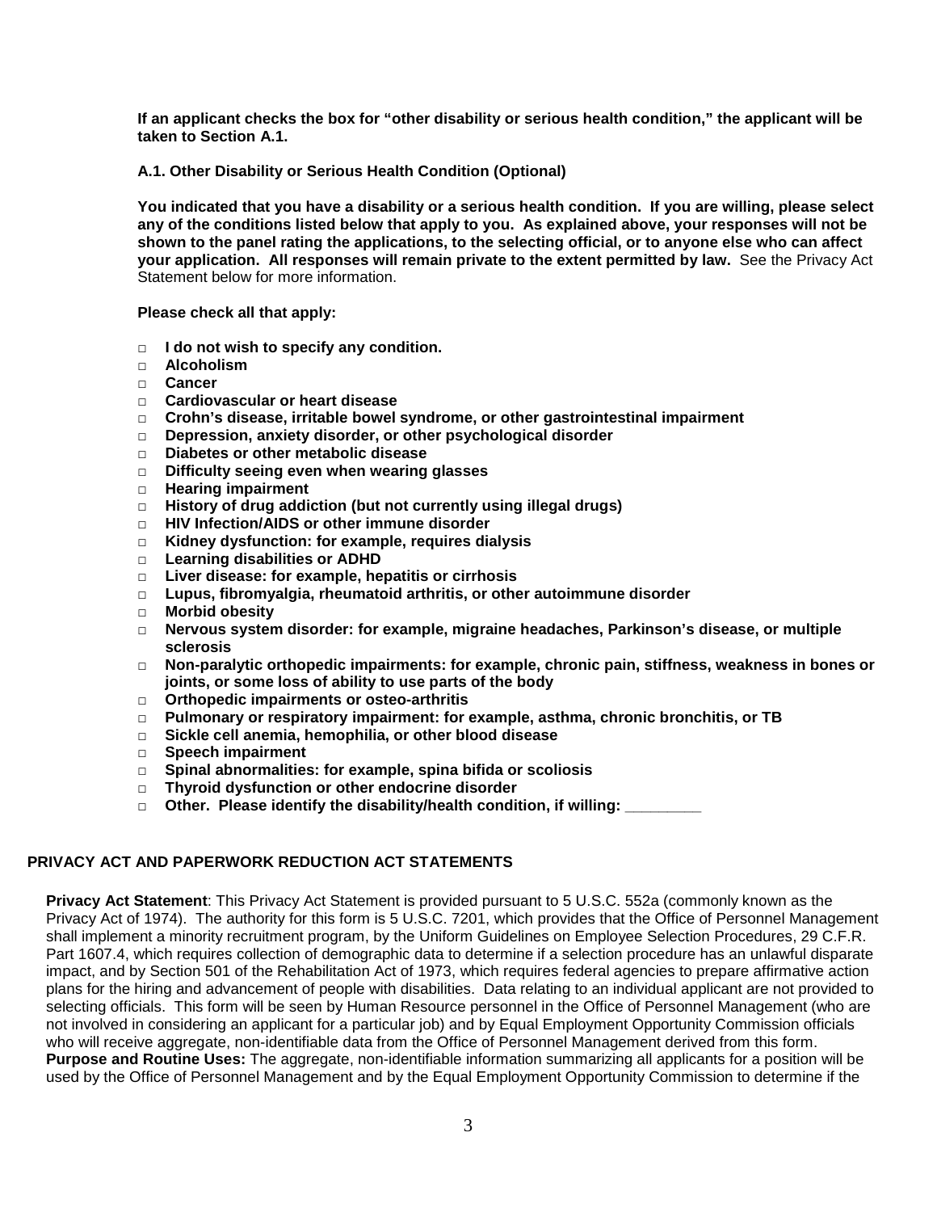**If an applicant checks the box for "other disability or serious health condition," the applicant will be taken to Section A.1.**

**A.1. Other Disability or Serious Health Condition (Optional)**

**You indicated that you have a disability or a serious health condition. If you are willing, please select any of the conditions listed below that apply to you. As explained above, your responses will not be shown to the panel rating the applications, to the selecting official, or to anyone else who can affect your application. All responses will remain private to the extent permitted by law.** See the Privacy Act Statement below for more information.

**Please check all that apply:**

- ☐ **I do not wish to specify any condition.**
- ☐ **Alcoholism**
- ☐ **Cancer**
- ☐ **Cardiovascular or heart disease**
- ☐ **Crohn's disease, irritable bowel syndrome, or other gastrointestinal impairment**
- ☐ **Depression, anxiety disorder, or other psychological disorder**
- ☐ **Diabetes or other metabolic disease**
- ☐ **Difficulty seeing even when wearing glasses**
- ☐ **Hearing impairment**
- ☐ **History of drug addiction (but not currently using illegal drugs)**
- ☐ **HIV Infection/AIDS or other immune disorder**
- ☐ **Kidney dysfunction: for example, requires dialysis**
- ☐ **Learning disabilities or ADHD**
- ☐ **Liver disease: for example, hepatitis or cirrhosis**
- ☐ **Lupus, fibromyalgia, rheumatoid arthritis, or other autoimmune disorder**
- ☐ **Morbid obesity**
- ☐ **Nervous system disorder: for example, migraine headaches, Parkinson's disease, or multiple sclerosis**
- ☐ **Non-paralytic orthopedic impairments: for example, chronic pain, stiffness, weakness in bones or joints, or some loss of ability to use parts of the body**
- ☐ **Orthopedic impairments or osteo-arthritis**
- ☐ **Pulmonary or respiratory impairment: for example, asthma, chronic bronchitis, or TB**
- ☐ **Sickle cell anemia, hemophilia, or other blood disease**
- ☐ **Speech impairment**
- ☐ **Spinal abnormalities: for example, spina bifida or scoliosis**
- ☐ **Thyroid dysfunction or other endocrine disorder**
- ☐ **Other. Please identify the disability/health condition, if willing: _________**

## PRIVACY ACT AND PAPERWORK REDUCTION ACT STATEMENTS

**Privacy Act Statement**: This Privacy Act Statement is provided pursuant to 5 U.S.C. 552a (commonly known as the Privacy Act of 1974). The authority for this form is 5 U.S.C. 7201, which provides that the Office of Personnel Management shall implement a minority recruitment program, by the Uniform Guidelines on Employee Selection Procedures, 29 C.F.R. Part 1607.4, which requires collection of demographic data to determine if a selection procedure has an unlawful disparate impact, and by Section 501 of the Rehabilitation Act of 1973, which requires federal agencies to prepare affirmative action plans for the hiring and advancement of people with disabilities. Data relating to an individual applicant are not provided to selecting officials. This form will be seen by Human Resource personnel in the Office of Personnel Management (who are not involved in considering an applicant for a particular job) and by Equal Employment Opportunity Commission officials who will receive aggregate, non-identifiable data from the Office of Personnel Management derived from this form.
**Purpose and Routine Uses:** The aggregate, non-identifiable information summarizing all applicants for a position will be used by the Office of Personnel Management and by the Equal Employment Opportunity Commission to determine if the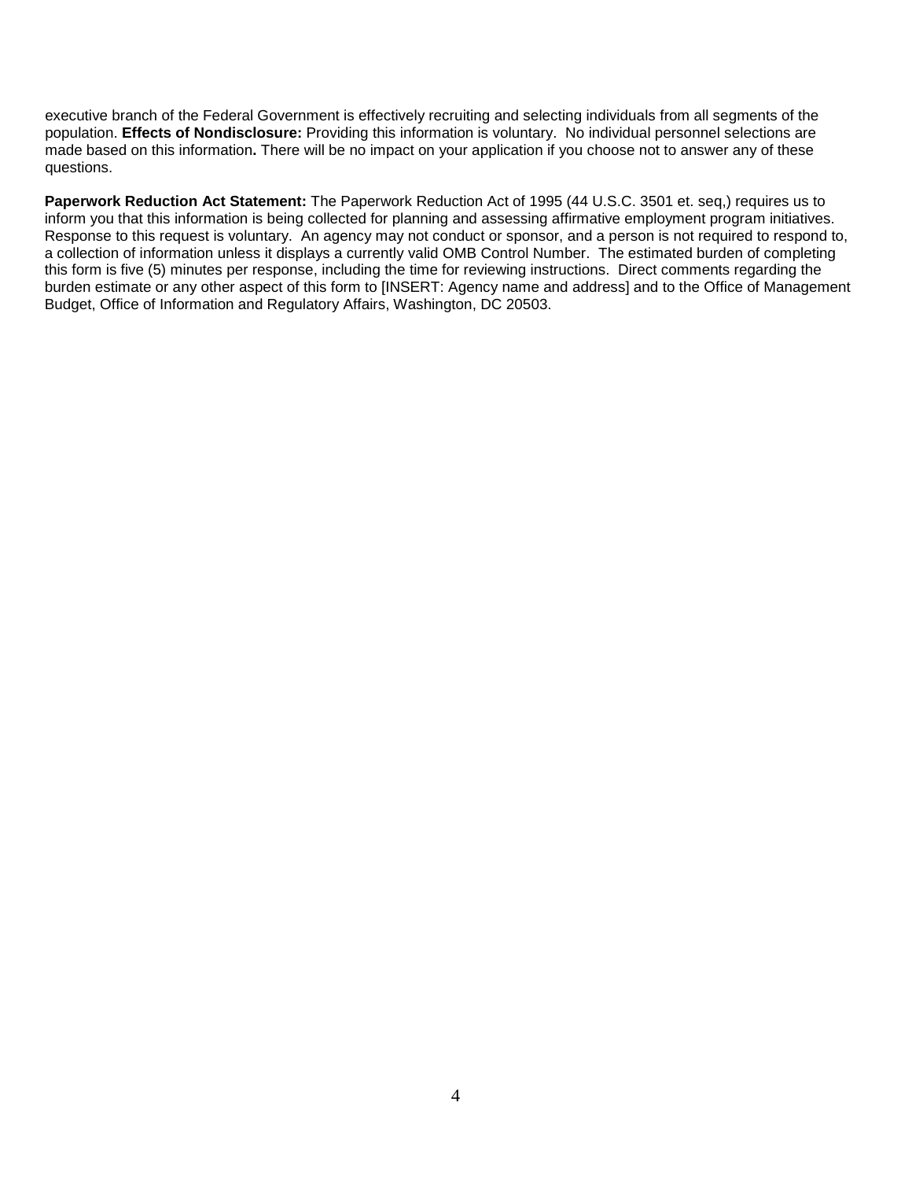executive branch of the Federal Government is effectively recruiting and selecting individuals from all segments of the population. **Effects of Nondisclosure:** Providing this information is voluntary. No individual personnel selections are made based on this information**.** There will be no impact on your application if you choose not to answer any of these questions.

**Paperwork Reduction Act Statement:** The Paperwork Reduction Act of 1995 (44 U.S.C. 3501 et. seq,) requires us to inform you that this information is being collected for planning and assessing affirmative employment program initiatives. Response to this request is voluntary. An agency may not conduct or sponsor, and a person is not required to respond to, a collection of information unless it displays a currently valid OMB Control Number. The estimated burden of completing this form is five (5) minutes per response, including the time for reviewing instructions. Direct comments regarding the burden estimate or any other aspect of this form to [INSERT: Agency name and address] and to the Office of Management Budget, Office of Information and Regulatory Affairs, Washington, DC 20503.